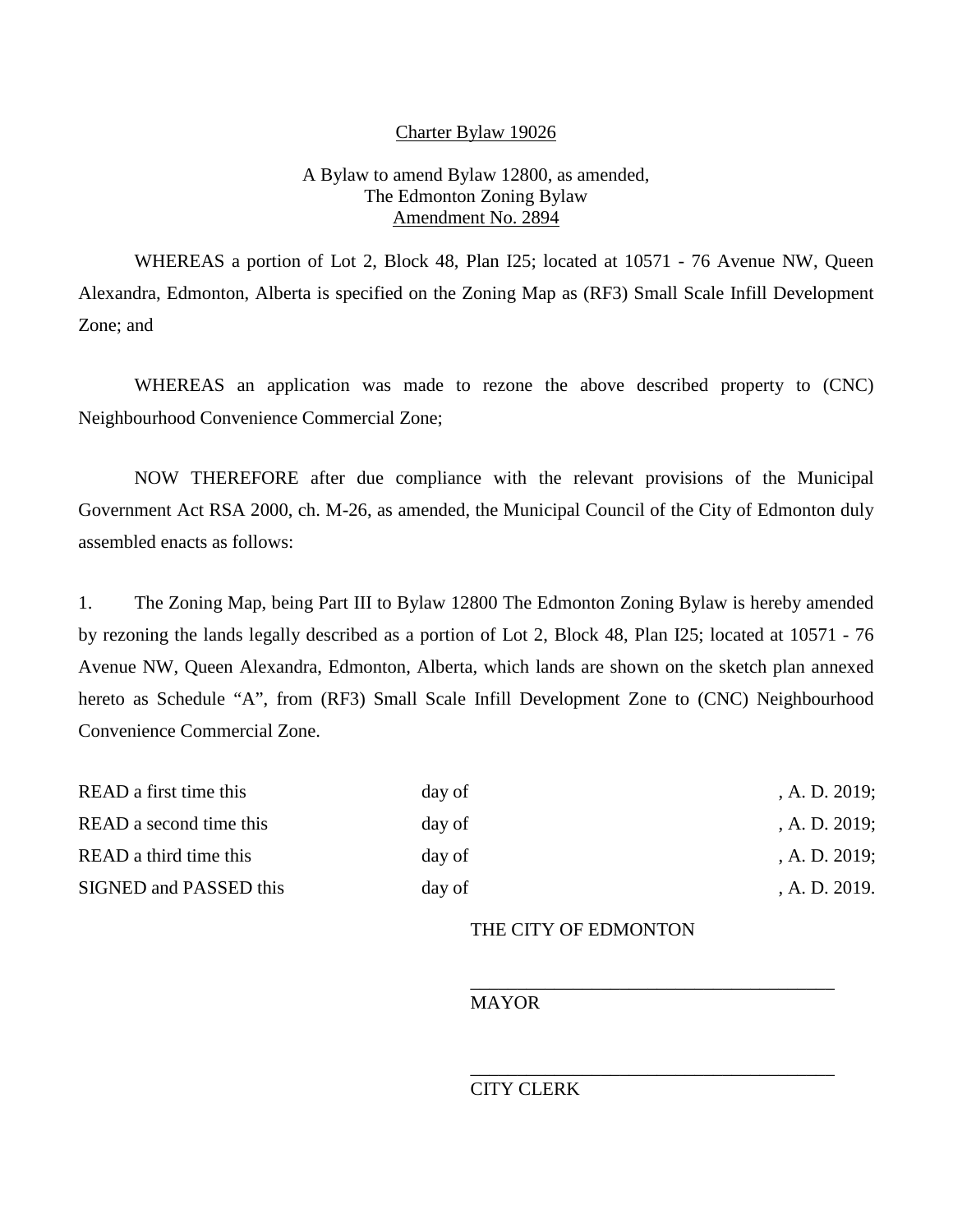Charter Bylaw 19026

A Bylaw to amend Bylaw 12800, as amended,
The Edmonton Zoning Bylaw
Amendment No. 2894

WHEREAS a portion of Lot 2, Block 48, Plan I25; located at 10571 - 76 Avenue NW, Queen Alexandra, Edmonton, Alberta is specified on the Zoning Map as (RF3) Small Scale Infill Development Zone; and

WHEREAS an application was made to rezone the above described property to (CNC) Neighbourhood Convenience Commercial Zone;

NOW THEREFORE after due compliance with the relevant provisions of the Municipal Government Act RSA 2000, ch. M-26, as amended, the Municipal Council of the City of Edmonton duly assembled enacts as follows:

1. The Zoning Map, being Part III to Bylaw 12800 The Edmonton Zoning Bylaw is hereby amended by rezoning the lands legally described as a portion of Lot 2, Block 48, Plan I25; located at 10571 - 76 Avenue NW, Queen Alexandra, Edmonton, Alberta, which lands are shown on the sketch plan annexed hereto as Schedule "A", from (RF3) Small Scale Infill Development Zone to (CNC) Neighbourhood Convenience Commercial Zone.

READ a first time this day of , A. D. 2019;
READ a second time this day of , A. D. 2019;
READ a third time this day of , A. D. 2019;
SIGNED and PASSED this day of , A. D. 2019.

THE CITY OF EDMONTON

_______________________________________
MAYOR

_______________________________________
CITY CLERK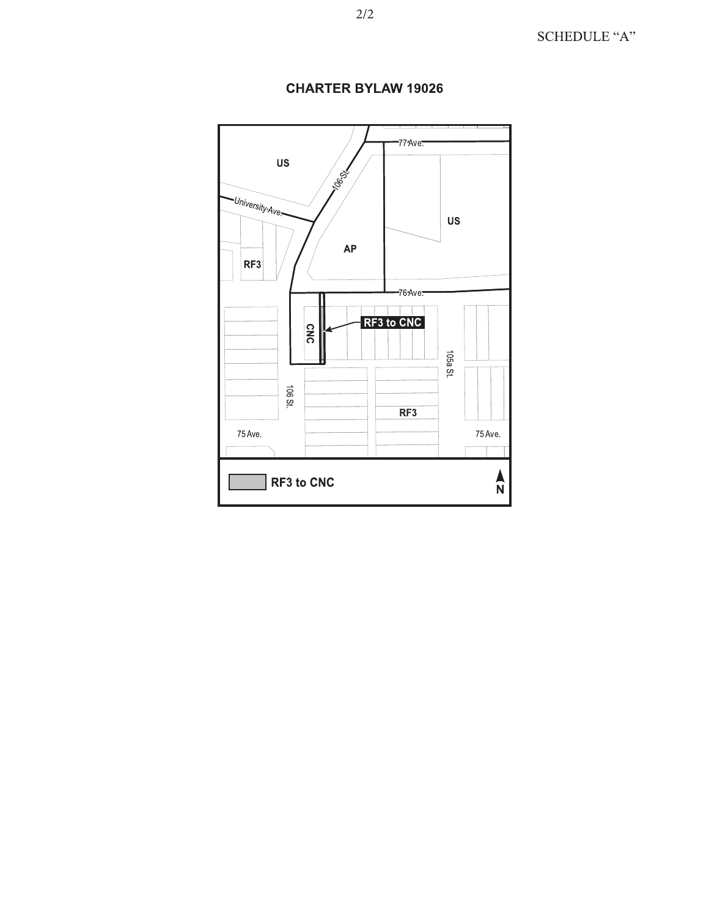SCHEDULE "A"

**CHARTER BYLAW 19026**

US

106 St.

77 Ave.

University Ave.

US

AP

RF3

76 Ave.

CNC

RF3 to CNC

105a St.

106 St.

RF3

75 Ave.

75 Ave.

RF3 to CNC

N